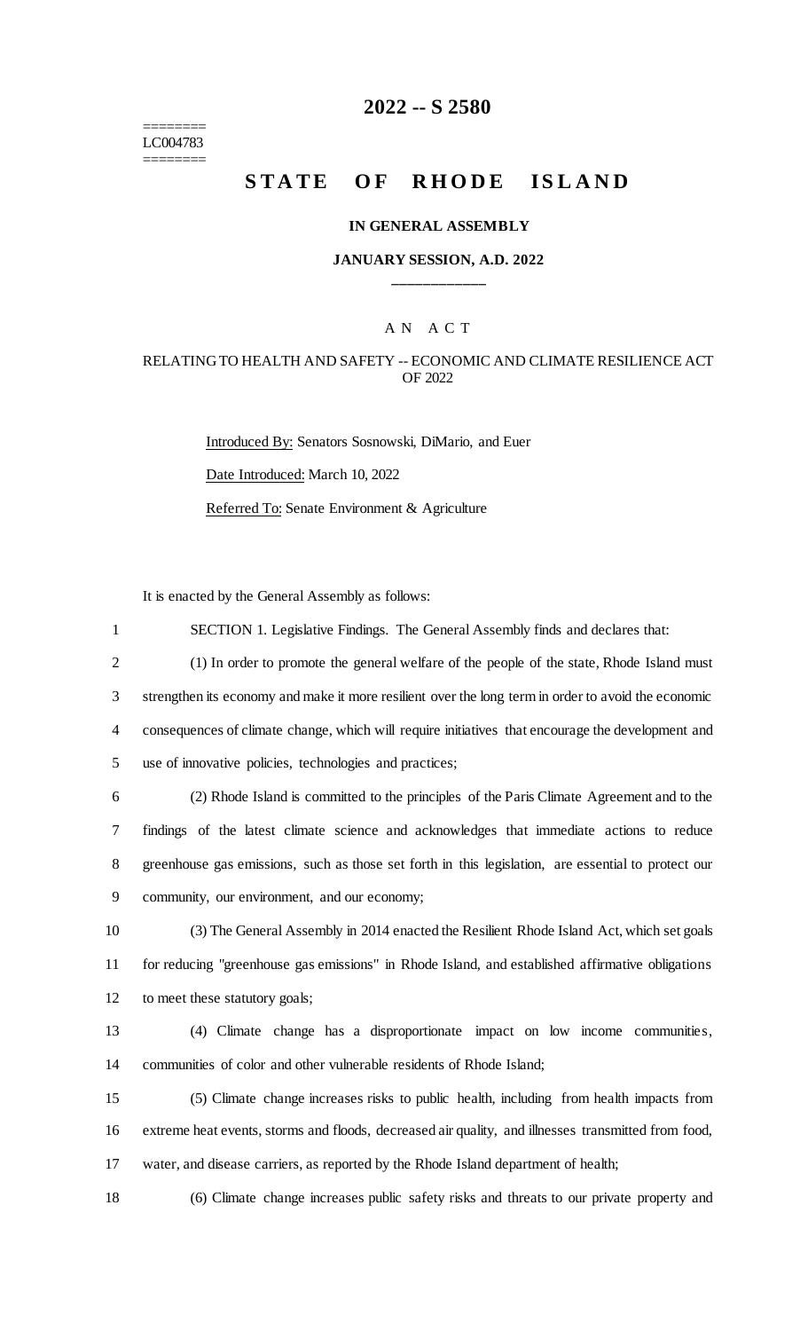========
LC004783
========

# 2022 -- S 2580

## STATE OF RHODE ISLAND

### IN GENERAL ASSEMBLY

### JANUARY SESSION, A.D. 2022

\_\_\_\_\_\_\_\_\_\_\_\_

A N A C T

RELATING TO HEALTH AND SAFETY -- ECONOMIC AND CLIMATE RESILIENCE ACT OF 2022

Introduced By: Senators Sosnowski, DiMario, and Euer

Date Introduced: March 10, 2022

Referred To: Senate Environment & Agriculture

It is enacted by the General Assembly as follows:

SECTION 1. Legislative Findings. The General Assembly finds and declares that:

(1) In order to promote the general welfare of the people of the state, Rhode Island must strengthen its economy and make it more resilient over the long term in order to avoid the economic consequences of climate change, which will require initiatives that encourage the development and use of innovative policies, technologies and practices;

(2) Rhode Island is committed to the principles of the Paris Climate Agreement and to the findings of the latest climate science and acknowledges that immediate actions to reduce greenhouse gas emissions, such as those set forth in this legislation, are essential to protect our community, our environment, and our economy;

(3) The General Assembly in 2014 enacted the Resilient Rhode Island Act, which set goals for reducing "greenhouse gas emissions" in Rhode Island, and established affirmative obligations to meet these statutory goals;

(4) Climate change has a disproportionate impact on low income communities, communities of color and other vulnerable residents of Rhode Island;

(5) Climate change increases risks to public health, including from health impacts from extreme heat events, storms and floods, decreased air quality, and illnesses transmitted from food, water, and disease carriers, as reported by the Rhode Island department of health;

(6) Climate change increases public safety risks and threats to our private property and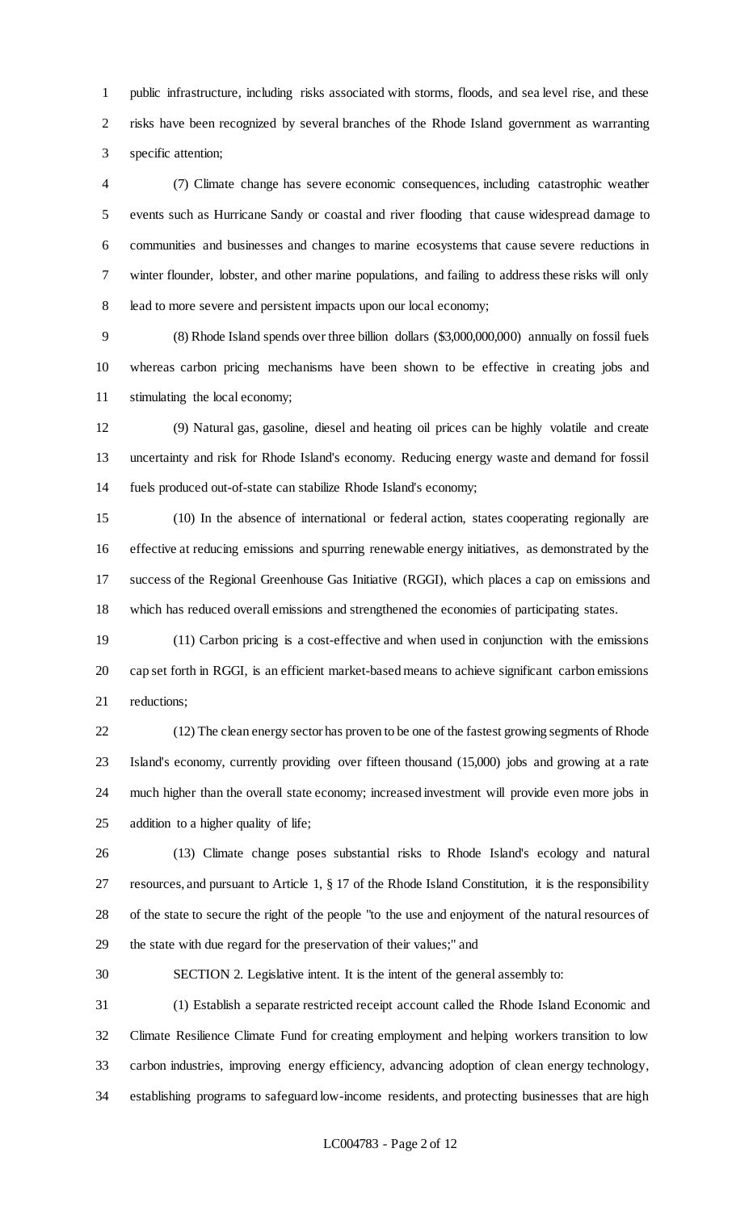public infrastructure, including risks associated with storms, floods, and sea level rise, and these risks have been recognized by several branches of the Rhode Island government as warranting specific attention;

(7) Climate change has severe economic consequences, including catastrophic weather events such as Hurricane Sandy or coastal and river flooding that cause widespread damage to communities and businesses and changes to marine ecosystems that cause severe reductions in winter flounder, lobster, and other marine populations, and failing to address these risks will only lead to more severe and persistent impacts upon our local economy;

(8) Rhode Island spends over three billion dollars ($3,000,000,000) annually on fossil fuels whereas carbon pricing mechanisms have been shown to be effective in creating jobs and stimulating the local economy;

(9) Natural gas, gasoline, diesel and heating oil prices can be highly volatile and create uncertainty and risk for Rhode Island's economy. Reducing energy waste and demand for fossil fuels produced out-of-state can stabilize Rhode Island's economy;

(10) In the absence of international or federal action, states cooperating regionally are effective at reducing emissions and spurring renewable energy initiatives, as demonstrated by the success of the Regional Greenhouse Gas Initiative (RGGI), which places a cap on emissions and which has reduced overall emissions and strengthened the economies of participating states.

(11) Carbon pricing is a cost-effective and when used in conjunction with the emissions cap set forth in RGGI, is an efficient market-based means to achieve significant carbon emissions reductions;

(12) The clean energy sector has proven to be one of the fastest growing segments of Rhode Island's economy, currently providing over fifteen thousand (15,000) jobs and growing at a rate much higher than the overall state economy; increased investment will provide even more jobs in addition to a higher quality of life;

(13) Climate change poses substantial risks to Rhode Island's ecology and natural resources, and pursuant to Article 1, § 17 of the Rhode Island Constitution, it is the responsibility of the state to secure the right of the people "to the use and enjoyment of the natural resources of the state with due regard for the preservation of their values;" and

SECTION 2. Legislative intent. It is the intent of the general assembly to:

(1) Establish a separate restricted receipt account called the Rhode Island Economic and Climate Resilience Climate Fund for creating employment and helping workers transition to low carbon industries, improving energy efficiency, advancing adoption of clean energy technology, establishing programs to safeguard low-income residents, and protecting businesses that are high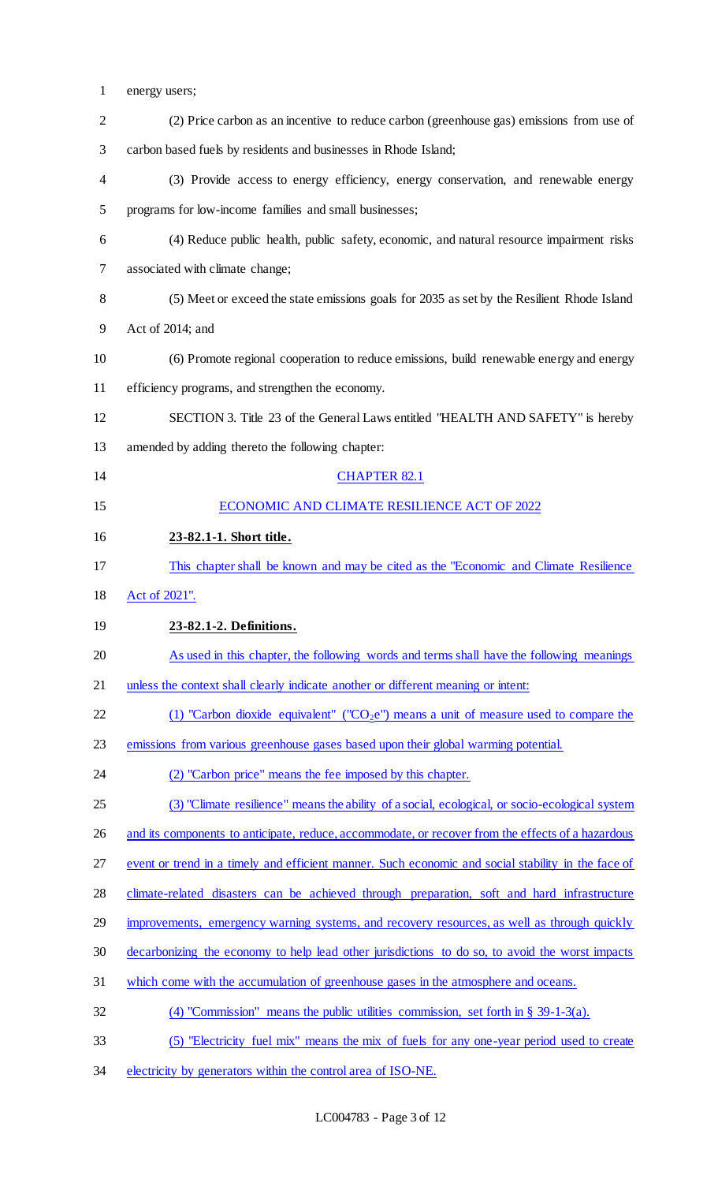energy users;

(2) Price carbon as an incentive to reduce carbon (greenhouse gas) emissions from use of carbon based fuels by residents and businesses in Rhode Island;

(3) Provide access to energy efficiency, energy conservation, and renewable energy programs for low-income families and small businesses;

(4) Reduce public health, public safety, economic, and natural resource impairment risks associated with climate change;

(5) Meet or exceed the state emissions goals for 2035 as set by the Resilient Rhode Island Act of 2014; and

(6) Promote regional cooperation to reduce emissions, build renewable energy and energy efficiency programs, and strengthen the economy.

SECTION 3. Title 23 of the General Laws entitled "HEALTH AND SAFETY" is hereby amended by adding thereto the following chapter:

CHAPTER 82.1

ECONOMIC AND CLIMATE RESILIENCE ACT OF 2022

**23-82.1-1. Short title.**

This chapter shall be known and may be cited as the "Economic and Climate Resilience Act of 2021".

**23-82.1-2. Definitions.**

As used in this chapter, the following words and terms shall have the following meanings unless the context shall clearly indicate another or different meaning or intent:

(1) "Carbon dioxide equivalent" ("$CO_2e$") means a unit of measure used to compare the emissions from various greenhouse gases based upon their global warming potential.

(2) "Carbon price" means the fee imposed by this chapter.

(3) "Climate resilience" means the ability of a social, ecological, or socio-ecological system and its components to anticipate, reduce, accommodate, or recover from the effects of a hazardous event or trend in a timely and efficient manner. Such economic and social stability in the face of climate-related disasters can be achieved through preparation, soft and hard infrastructure improvements, emergency warning systems, and recovery resources, as well as through quickly decarbonizing the economy to help lead other jurisdictions to do so, to avoid the worst impacts which come with the accumulation of greenhouse gases in the atmosphere and oceans.

(4) "Commission" means the public utilities commission, set forth in § 39-1-3(a).

(5) "Electricity fuel mix" means the mix of fuels for any one-year period used to create electricity by generators within the control area of ISO-NE.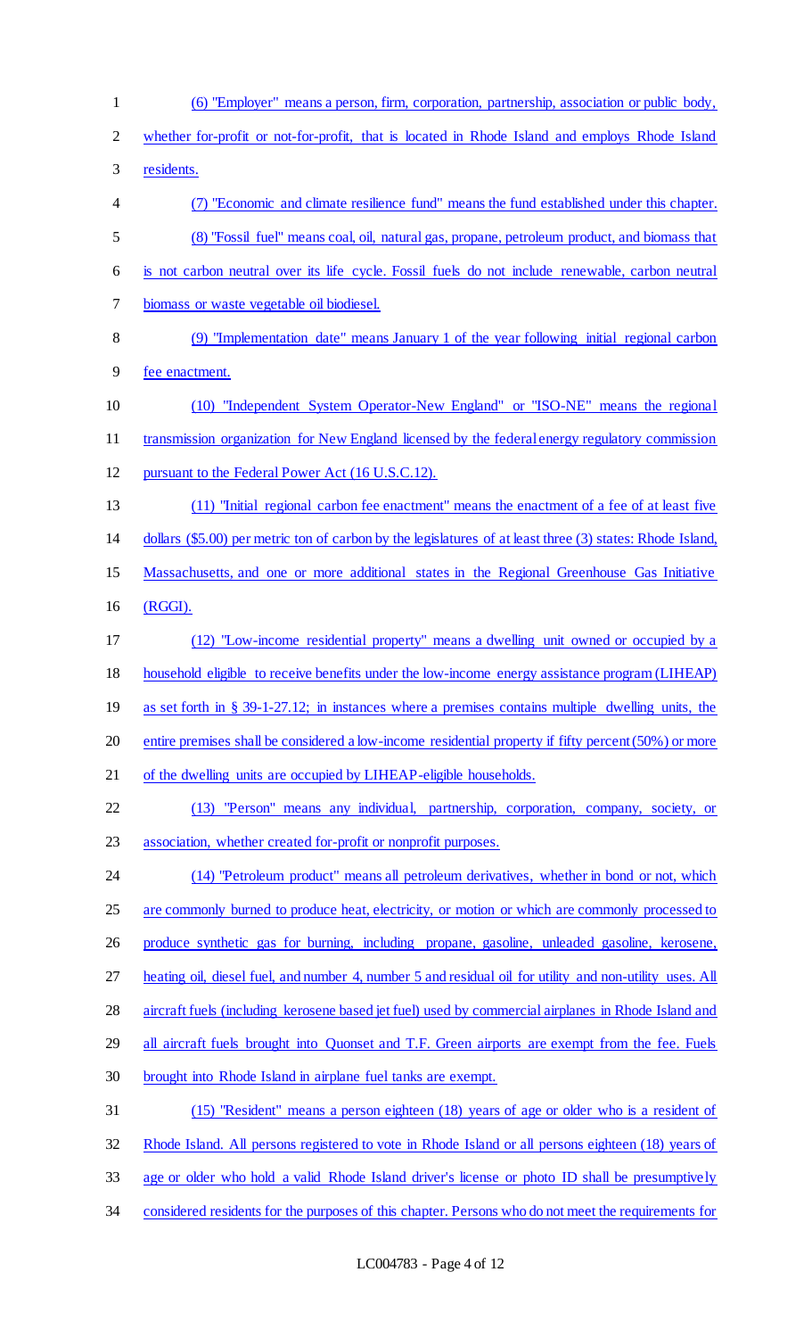(6) "Employer" means a person, firm, corporation, partnership, association or public body, whether for-profit or not-for-profit, that is located in Rhode Island and employs Rhode Island residents.

(7) "Economic and climate resilience fund" means the fund established under this chapter.

(8) "Fossil fuel" means coal, oil, natural gas, propane, petroleum product, and biomass that is not carbon neutral over its life cycle. Fossil fuels do not include renewable, carbon neutral biomass or waste vegetable oil biodiesel.

(9) "Implementation date" means January 1 of the year following initial regional carbon fee enactment.

(10) "Independent System Operator-New England" or "ISO-NE" means the regional transmission organization for New England licensed by the federal energy regulatory commission pursuant to the Federal Power Act (16 U.S.C.12).

(11) "Initial regional carbon fee enactment" means the enactment of a fee of at least five dollars ($5.00) per metric ton of carbon by the legislatures of at least three (3) states: Rhode Island, Massachusetts, and one or more additional states in the Regional Greenhouse Gas Initiative (RGGI).

(12) "Low-income residential property" means a dwelling unit owned or occupied by a household eligible to receive benefits under the low-income energy assistance program (LIHEAP) as set forth in § 39-1-27.12; in instances where a premises contains multiple dwelling units, the entire premises shall be considered a low-income residential property if fifty percent (50%) or more of the dwelling units are occupied by LIHEAP-eligible households.

(13) "Person" means any individual, partnership, corporation, company, society, or association, whether created for-profit or nonprofit purposes.

(14) "Petroleum product" means all petroleum derivatives, whether in bond or not, which are commonly burned to produce heat, electricity, or motion or which are commonly processed to produce synthetic gas for burning, including propane, gasoline, unleaded gasoline, kerosene, heating oil, diesel fuel, and number 4, number 5 and residual oil for utility and non-utility uses. All aircraft fuels (including kerosene based jet fuel) used by commercial airplanes in Rhode Island and all aircraft fuels brought into Quonset and T.F. Green airports are exempt from the fee. Fuels brought into Rhode Island in airplane fuel tanks are exempt.

(15) "Resident" means a person eighteen (18) years of age or older who is a resident of Rhode Island. All persons registered to vote in Rhode Island or all persons eighteen (18) years of age or older who hold a valid Rhode Island driver's license or photo ID shall be presumptively considered residents for the purposes of this chapter. Persons who do not meet the requirements for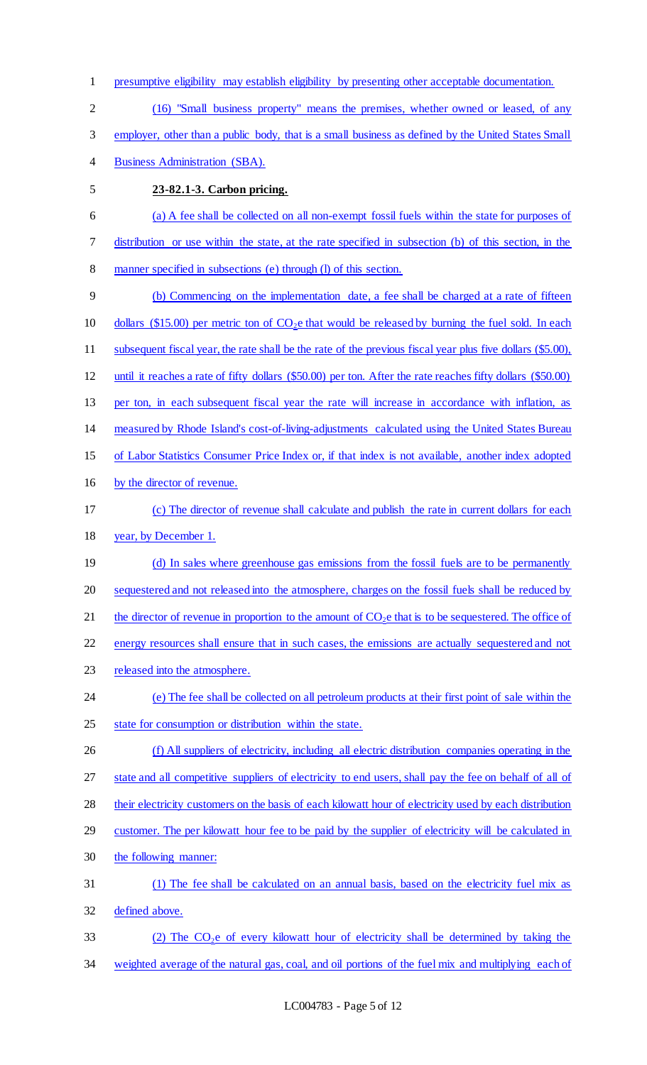presumptive eligibility may establish eligibility by presenting other acceptable documentation.

(16) "Small business property" means the premises, whether owned or leased, of any employer, other than a public body, that is a small business as defined by the United States Small Business Administration (SBA).

**23-82.1-3. Carbon pricing.**

(a) A fee shall be collected on all non-exempt fossil fuels within the state for purposes of distribution or use within the state, at the rate specified in subsection (b) of this section, in the manner specified in subsections (e) through (l) of this section.

(b) Commencing on the implementation date, a fee shall be charged at a rate of fifteen dollars ($15.00) per metric ton of $CO_2e$ that would be released by burning the fuel sold. In each subsequent fiscal year, the rate shall be the rate of the previous fiscal year plus five dollars ($5.00), until it reaches a rate of fifty dollars ($50.00) per ton. After the rate reaches fifty dollars ($50.00) per ton, in each subsequent fiscal year the rate will increase in accordance with inflation, as measured by Rhode Island's cost-of-living-adjustments calculated using the United States Bureau of Labor Statistics Consumer Price Index or, if that index is not available, another index adopted by the director of revenue.

(c) The director of revenue shall calculate and publish the rate in current dollars for each year, by December 1.

(d) In sales where greenhouse gas emissions from the fossil fuels are to be permanently sequestered and not released into the atmosphere, charges on the fossil fuels shall be reduced by the director of revenue in proportion to the amount of $CO_2e$ that is to be sequestered. The office of energy resources shall ensure that in such cases, the emissions are actually sequestered and not released into the atmosphere.

(e) The fee shall be collected on all petroleum products at their first point of sale within the state for consumption or distribution within the state.

(f) All suppliers of electricity, including all electric distribution companies operating in the state and all competitive suppliers of electricity to end users, shall pay the fee on behalf of all of their electricity customers on the basis of each kilowatt hour of electricity used by each distribution customer. The per kilowatt hour fee to be paid by the supplier of electricity will be calculated in the following manner:

(1) The fee shall be calculated on an annual basis, based on the electricity fuel mix as defined above.

(2) The $CO_2e$ of every kilowatt hour of electricity shall be determined by taking the weighted average of the natural gas, coal, and oil portions of the fuel mix and multiplying each of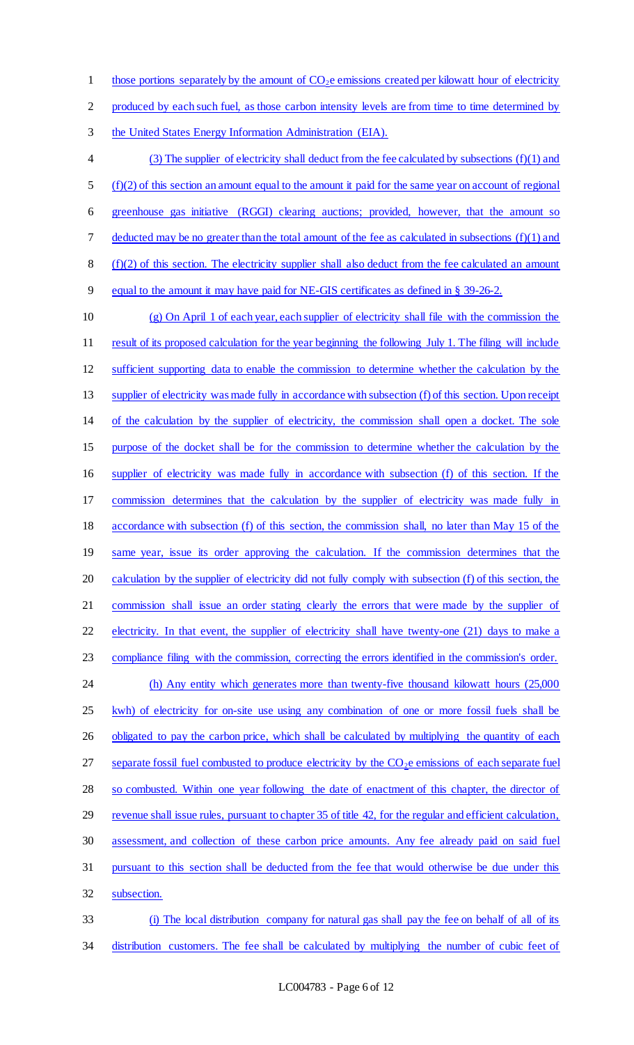those portions separately by the amount of $CO_2$e emissions created per kilowatt hour of electricity produced by each such fuel, as those carbon intensity levels are from time to time determined by the United States Energy Information Administration (EIA).

(3) The supplier of electricity shall deduct from the fee calculated by subsections (f)(1) and (f)(2) of this section an amount equal to the amount it paid for the same year on account of regional greenhouse gas initiative (RGGI) clearing auctions; provided, however, that the amount so deducted may be no greater than the total amount of the fee as calculated in subsections (f)(1) and (f)(2) of this section. The electricity supplier shall also deduct from the fee calculated an amount equal to the amount it may have paid for NE-GIS certificates as defined in § 39-26-2.

(g) On April 1 of each year, each supplier of electricity shall file with the commission the result of its proposed calculation for the year beginning the following July 1. The filing will include sufficient supporting data to enable the commission to determine whether the calculation by the supplier of electricity was made fully in accordance with subsection (f) of this section. Upon receipt of the calculation by the supplier of electricity, the commission shall open a docket. The sole purpose of the docket shall be for the commission to determine whether the calculation by the supplier of electricity was made fully in accordance with subsection (f) of this section. If the commission determines that the calculation by the supplier of electricity was made fully in accordance with subsection (f) of this section, the commission shall, no later than May 15 of the same year, issue its order approving the calculation. If the commission determines that the calculation by the supplier of electricity did not fully comply with subsection (f) of this section, the commission shall issue an order stating clearly the errors that were made by the supplier of electricity. In that event, the supplier of electricity shall have twenty-one (21) days to make a compliance filing with the commission, correcting the errors identified in the commission's order.

(h) Any entity which generates more than twenty-five thousand kilowatt hours (25,000 kwh) of electricity for on-site use using any combination of one or more fossil fuels shall be obligated to pay the carbon price, which shall be calculated by multiplying the quantity of each separate fossil fuel combusted to produce electricity by the $CO_2$e emissions of each separate fuel so combusted. Within one year following the date of enactment of this chapter, the director of revenue shall issue rules, pursuant to chapter 35 of title 42, for the regular and efficient calculation, assessment, and collection of these carbon price amounts. Any fee already paid on said fuel pursuant to this section shall be deducted from the fee that would otherwise be due under this subsection.

(i) The local distribution company for natural gas shall pay the fee on behalf of all of its distribution customers. The fee shall be calculated by multiplying the number of cubic feet of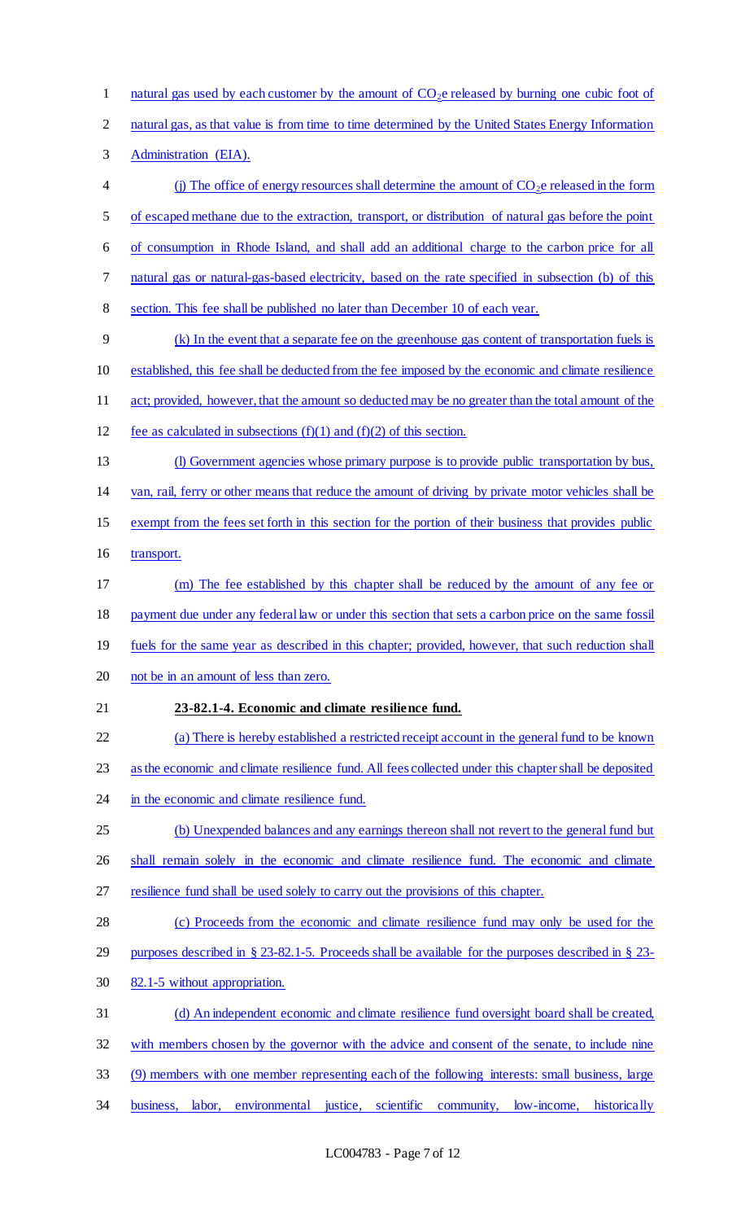natural gas used by each customer by the amount of $CO_2e$ released by burning one cubic foot of natural gas, as that value is from time to time determined by the United States Energy Information Administration (EIA).

(j) The office of energy resources shall determine the amount of $CO_2e$ released in the form of escaped methane due to the extraction, transport, or distribution of natural gas before the point of consumption in Rhode Island, and shall add an additional charge to the carbon price for all natural gas or natural-gas-based electricity, based on the rate specified in subsection (b) of this section. This fee shall be published no later than December 10 of each year.

(k) In the event that a separate fee on the greenhouse gas content of transportation fuels is established, this fee shall be deducted from the fee imposed by the economic and climate resilience act; provided, however, that the amount so deducted may be no greater than the total amount of the fee as calculated in subsections (f)(1) and (f)(2) of this section.

(l) Government agencies whose primary purpose is to provide public transportation by bus, van, rail, ferry or other means that reduce the amount of driving by private motor vehicles shall be exempt from the fees set forth in this section for the portion of their business that provides public transport.

(m) The fee established by this chapter shall be reduced by the amount of any fee or payment due under any federal law or under this section that sets a carbon price on the same fossil fuels for the same year as described in this chapter; provided, however, that such reduction shall not be in an amount of less than zero.

**23-82.1-4. Economic and climate resilience fund.**

(a) There is hereby established a restricted receipt account in the general fund to be known as the economic and climate resilience fund. All fees collected under this chapter shall be deposited in the economic and climate resilience fund.

(b) Unexpended balances and any earnings thereon shall not revert to the general fund but shall remain solely in the economic and climate resilience fund. The economic and climate resilience fund shall be used solely to carry out the provisions of this chapter.

(c) Proceeds from the economic and climate resilience fund may only be used for the purposes described in § 23-82.1-5. Proceeds shall be available for the purposes described in § 23-82.1-5 without appropriation.

(d) An independent economic and climate resilience fund oversight board shall be created, with members chosen by the governor with the advice and consent of the senate, to include nine (9) members with one member representing each of the following interests: small business, large business, labor, environmental justice, scientific community, low-income, historically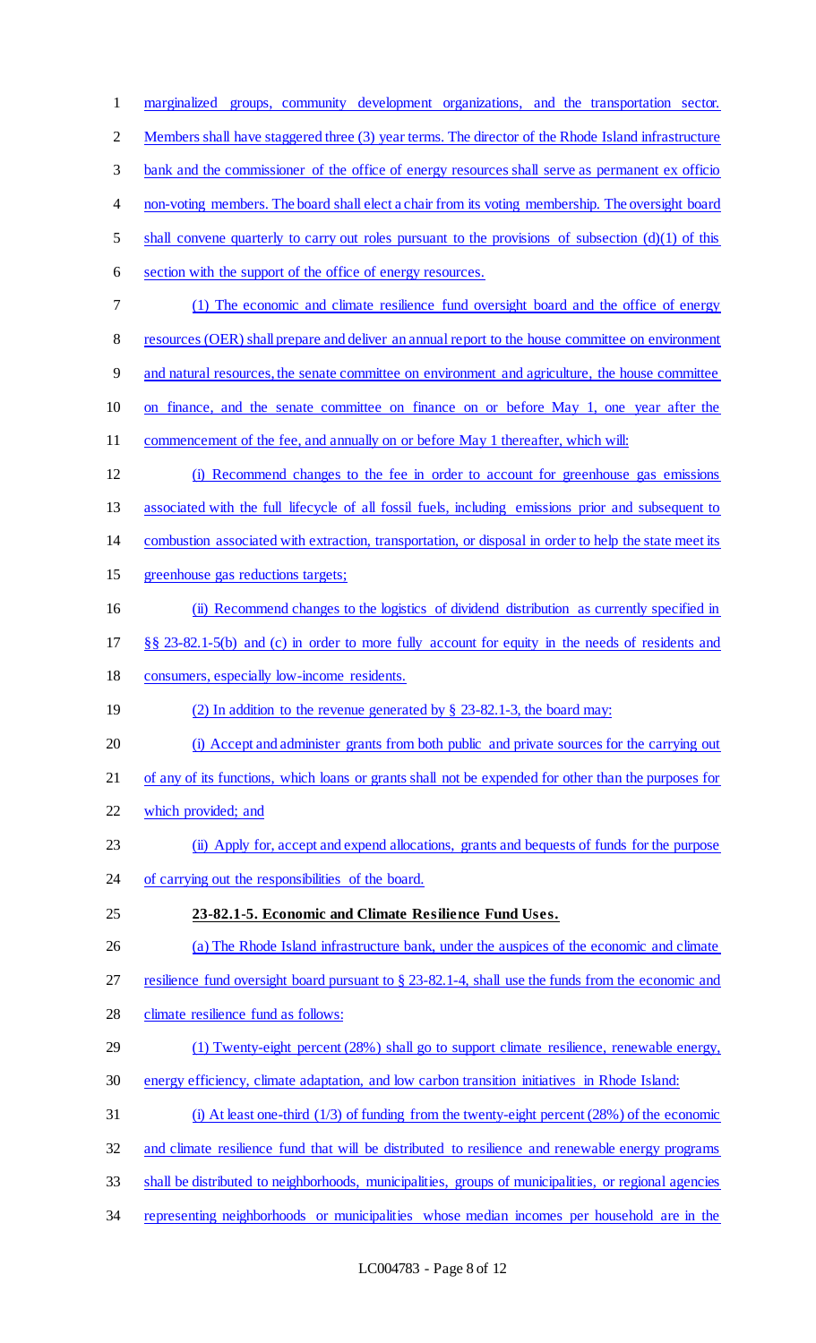marginalized groups, community development organizations, and the transportation sector. Members shall have staggered three (3) year terms. The director of the Rhode Island infrastructure bank and the commissioner of the office of energy resources shall serve as permanent ex officio non-voting members. The board shall elect a chair from its voting membership. The oversight board shall convene quarterly to carry out roles pursuant to the provisions of subsection (d)(1) of this section with the support of the office of energy resources.

(1) The economic and climate resilience fund oversight board and the office of energy resources (OER) shall prepare and deliver an annual report to the house committee on environment and natural resources, the senate committee on environment and agriculture, the house committee on finance, and the senate committee on finance on or before May 1, one year after the commencement of the fee, and annually on or before May 1 thereafter, which will:

(i) Recommend changes to the fee in order to account for greenhouse gas emissions associated with the full lifecycle of all fossil fuels, including emissions prior and subsequent to combustion associated with extraction, transportation, or disposal in order to help the state meet its greenhouse gas reductions targets;

(ii) Recommend changes to the logistics of dividend distribution as currently specified in §§ 23-82.1-5(b) and (c) in order to more fully account for equity in the needs of residents and consumers, especially low-income residents.

(2) In addition to the revenue generated by § 23-82.1-3, the board may:

(i) Accept and administer grants from both public and private sources for the carrying out of any of its functions, which loans or grants shall not be expended for other than the purposes for which provided; and

(ii) Apply for, accept and expend allocations, grants and bequests of funds for the purpose of carrying out the responsibilities of the board.

**23-82.1-5. Economic and Climate Resilience Fund Uses.**

(a) The Rhode Island infrastructure bank, under the auspices of the economic and climate resilience fund oversight board pursuant to § 23-82.1-4, shall use the funds from the economic and climate resilience fund as follows:

(1) Twenty-eight percent (28%) shall go to support climate resilience, renewable energy, energy efficiency, climate adaptation, and low carbon transition initiatives in Rhode Island:

(i) At least one-third (1/3) of funding from the twenty-eight percent (28%) of the economic and climate resilience fund that will be distributed to resilience and renewable energy programs shall be distributed to neighborhoods, municipalities, groups of municipalities, or regional agencies representing neighborhoods or municipalities whose median incomes per household are in the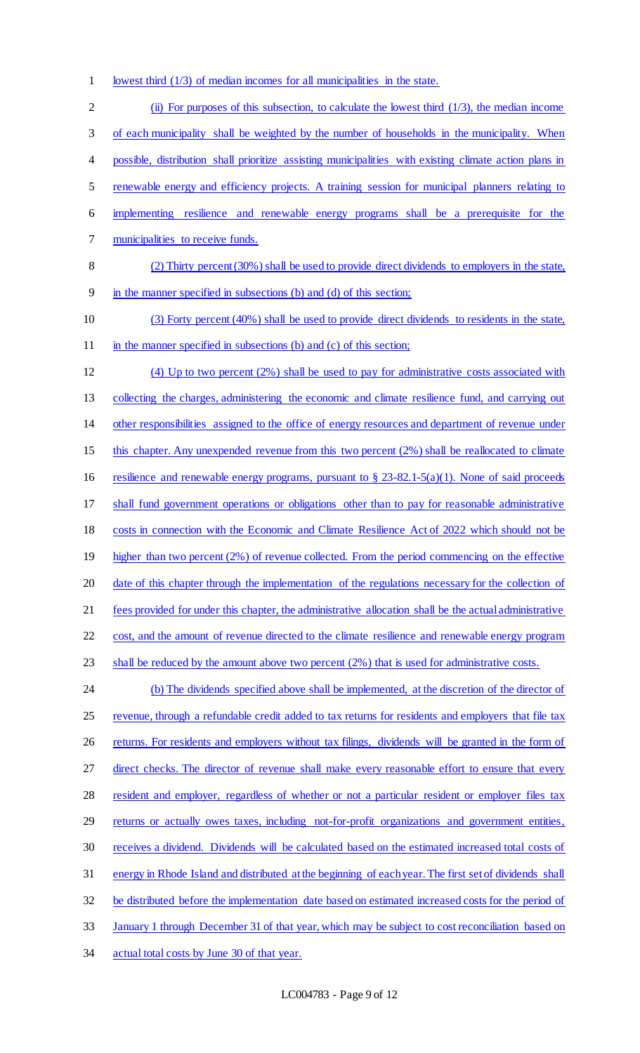lowest third (1/3) of median incomes for all municipalities in the state.

(ii) For purposes of this subsection, to calculate the lowest third (1/3), the median income of each municipality shall be weighted by the number of households in the municipality. When possible, distribution shall prioritize assisting municipalities with existing climate action plans in renewable energy and efficiency projects. A training session for municipal planners relating to implementing resilience and renewable energy programs shall be a prerequisite for the municipalities to receive funds.

(2) Thirty percent (30%) shall be used to provide direct dividends to employers in the state, in the manner specified in subsections (b) and (d) of this section;

(3) Forty percent (40%) shall be used to provide direct dividends to residents in the state, in the manner specified in subsections (b) and (c) of this section;

(4) Up to two percent (2%) shall be used to pay for administrative costs associated with collecting the charges, administering the economic and climate resilience fund, and carrying out other responsibilities assigned to the office of energy resources and department of revenue under this chapter. Any unexpended revenue from this two percent (2%) shall be reallocated to climate resilience and renewable energy programs, pursuant to § 23-82.1-5(a)(1). None of said proceeds shall fund government operations or obligations other than to pay for reasonable administrative costs in connection with the Economic and Climate Resilience Act of 2022 which should not be higher than two percent (2%) of revenue collected. From the period commencing on the effective date of this chapter through the implementation of the regulations necessary for the collection of fees provided for under this chapter, the administrative allocation shall be the actual administrative cost, and the amount of revenue directed to the climate resilience and renewable energy program shall be reduced by the amount above two percent (2%) that is used for administrative costs.

(b) The dividends specified above shall be implemented, at the discretion of the director of revenue, through a refundable credit added to tax returns for residents and employers that file tax returns. For residents and employers without tax filings, dividends will be granted in the form of direct checks. The director of revenue shall make every reasonable effort to ensure that every resident and employer, regardless of whether or not a particular resident or employer files tax returns or actually owes taxes, including not-for-profit organizations and government entities, receives a dividend. Dividends will be calculated based on the estimated increased total costs of energy in Rhode Island and distributed at the beginning of each year. The first set of dividends shall be distributed before the implementation date based on estimated increased costs for the period of January 1 through December 31 of that year, which may be subject to cost reconciliation based on actual total costs by June 30 of that year.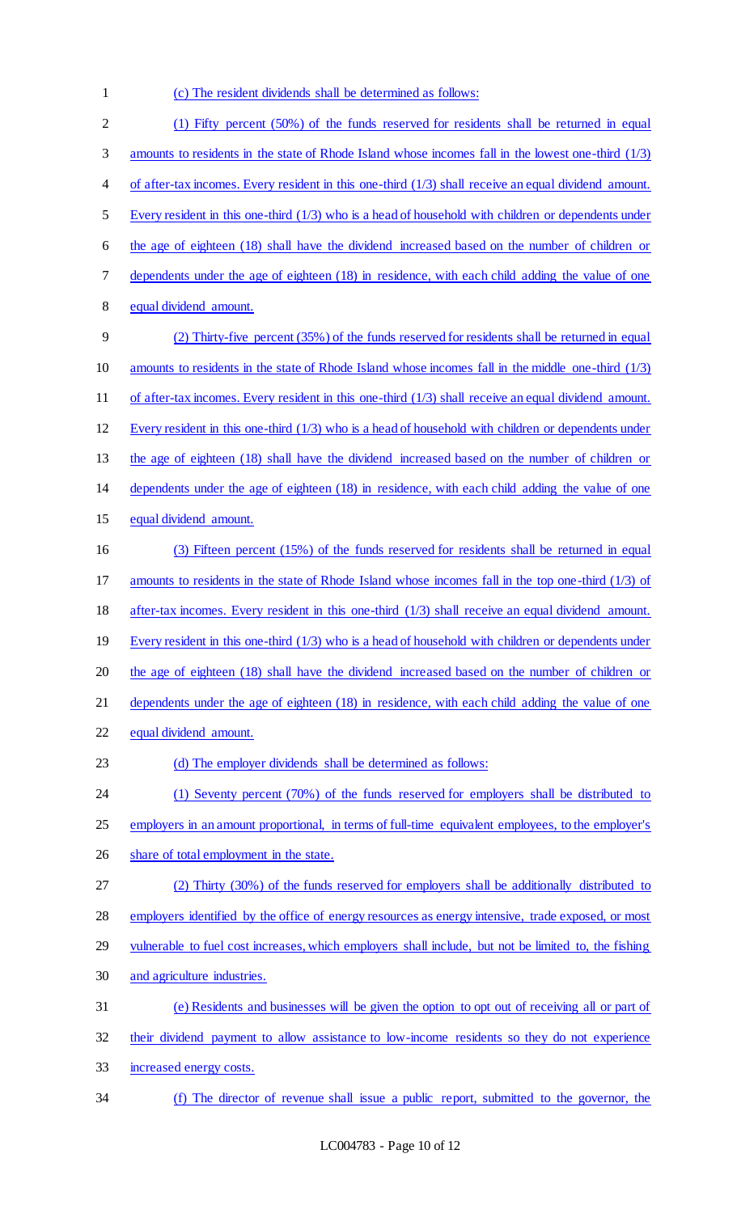(c) The resident dividends shall be determined as follows:

(1) Fifty percent (50%) of the funds reserved for residents shall be returned in equal amounts to residents in the state of Rhode Island whose incomes fall in the lowest one-third (1/3) of after-tax incomes. Every resident in this one-third (1/3) shall receive an equal dividend amount. Every resident in this one-third (1/3) who is a head of household with children or dependents under the age of eighteen (18) shall have the dividend increased based on the number of children or dependents under the age of eighteen (18) in residence, with each child adding the value of one equal dividend amount.

(2) Thirty-five percent (35%) of the funds reserved for residents shall be returned in equal amounts to residents in the state of Rhode Island whose incomes fall in the middle one-third (1/3) of after-tax incomes. Every resident in this one-third (1/3) shall receive an equal dividend amount. Every resident in this one-third (1/3) who is a head of household with children or dependents under the age of eighteen (18) shall have the dividend increased based on the number of children or dependents under the age of eighteen (18) in residence, with each child adding the value of one equal dividend amount.

(3) Fifteen percent (15%) of the funds reserved for residents shall be returned in equal amounts to residents in the state of Rhode Island whose incomes fall in the top one-third (1/3) of after-tax incomes. Every resident in this one-third (1/3) shall receive an equal dividend amount. Every resident in this one-third (1/3) who is a head of household with children or dependents under the age of eighteen (18) shall have the dividend increased based on the number of children or dependents under the age of eighteen (18) in residence, with each child adding the value of one equal dividend amount.

(d) The employer dividends shall be determined as follows:

(1) Seventy percent (70%) of the funds reserved for employers shall be distributed to employers in an amount proportional, in terms of full-time equivalent employees, to the employer's share of total employment in the state.

(2) Thirty (30%) of the funds reserved for employers shall be additionally distributed to employers identified by the office of energy resources as energy intensive, trade exposed, or most vulnerable to fuel cost increases, which employers shall include, but not be limited to, the fishing and agriculture industries.

(e) Residents and businesses will be given the option to opt out of receiving all or part of their dividend payment to allow assistance to low-income residents so they do not experience increased energy costs.

(f) The director of revenue shall issue a public report, submitted to the governor, the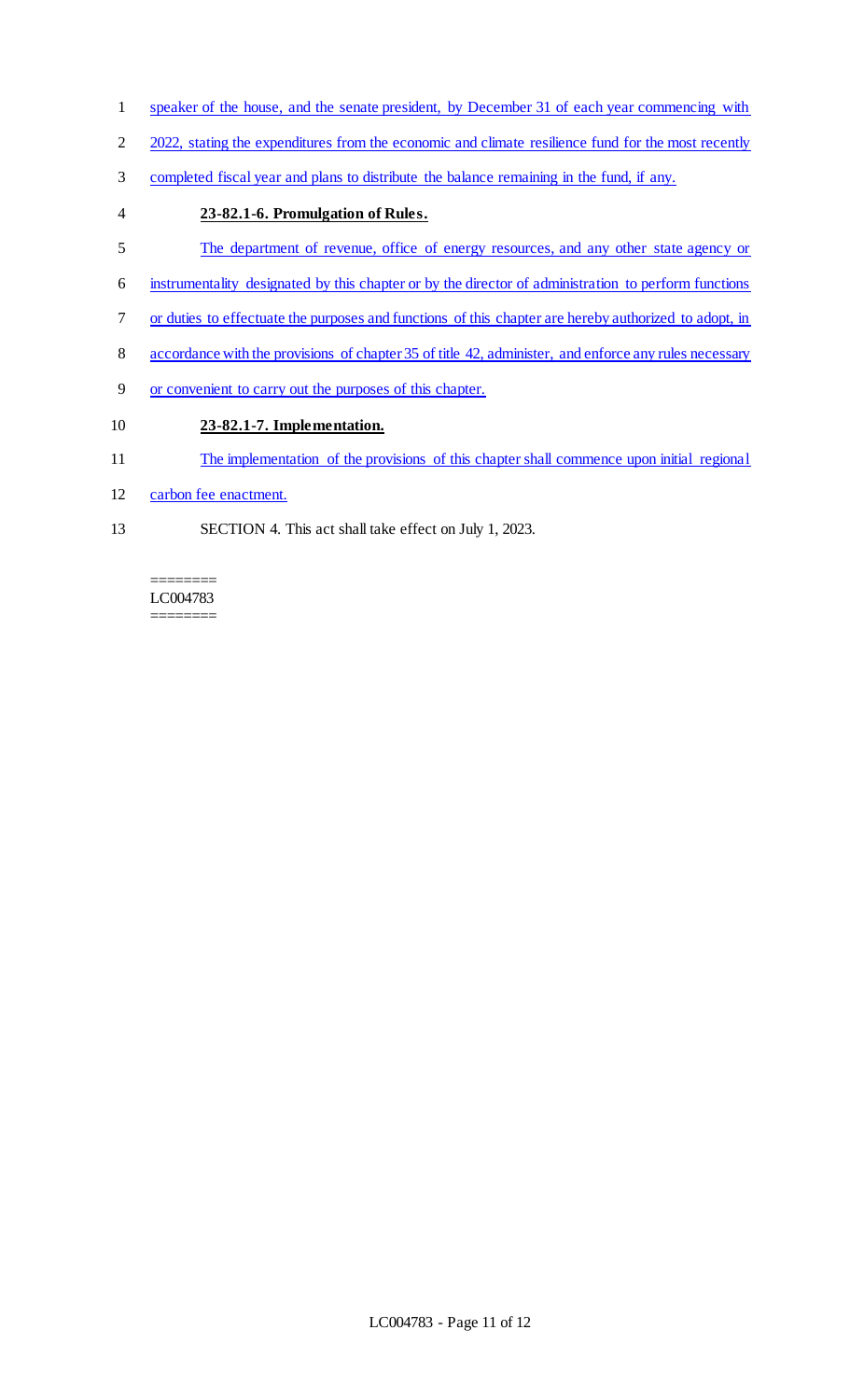speaker of the house, and the senate president, by December 31 of each year commencing with 2022, stating the expenditures from the economic and climate resilience fund for the most recently completed fiscal year and plans to distribute the balance remaining in the fund, if any.

**23-82.1-6. Promulgation of Rules.**

The department of revenue, office of energy resources, and any other state agency or instrumentality designated by this chapter or by the director of administration to perform functions or duties to effectuate the purposes and functions of this chapter are hereby authorized to adopt, in accordance with the provisions of chapter 35 of title 42, administer, and enforce any rules necessary or convenient to carry out the purposes of this chapter.

**23-82.1-7. Implementation.**

The implementation of the provisions of this chapter shall commence upon initial regional carbon fee enactment.

SECTION 4. This act shall take effect on July 1, 2023.

========
LC004783
========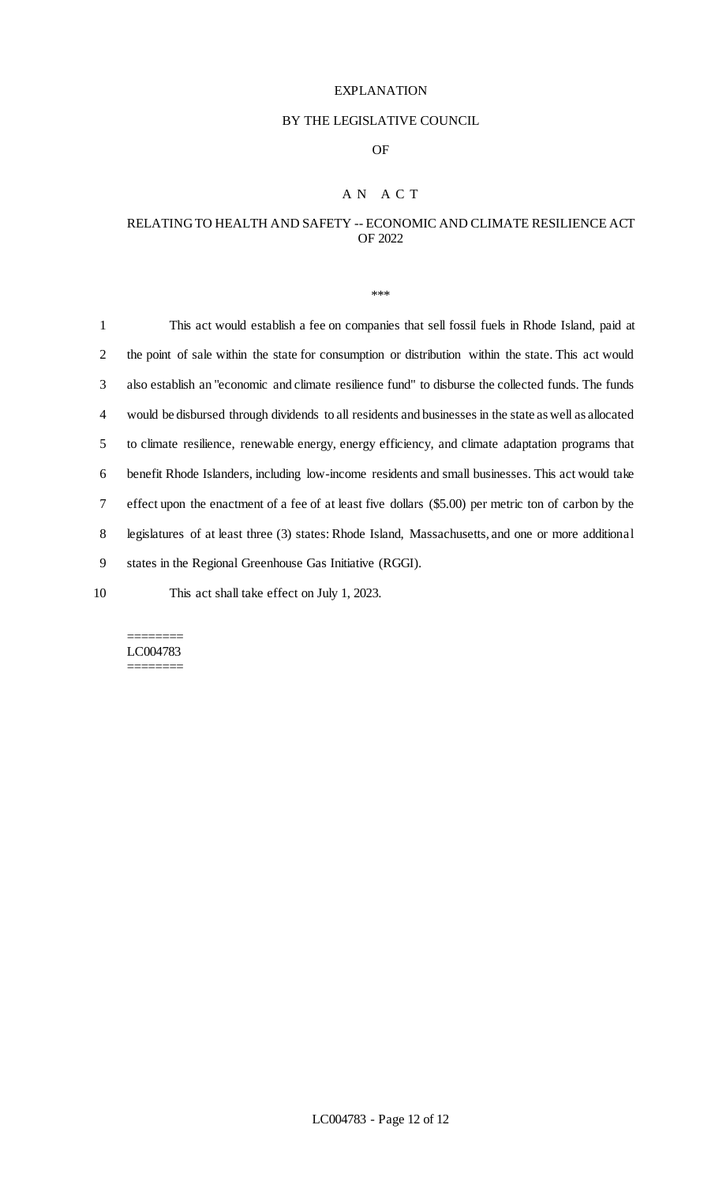EXPLANATION

BY THE LEGISLATIVE COUNCIL

OF

A N A C T

RELATING TO HEALTH AND SAFETY -- ECONOMIC AND CLIMATE RESILIENCE ACT OF 2022

\*\*\*

This act would establish a fee on companies that sell fossil fuels in Rhode Island, paid at the point of sale within the state for consumption or distribution within the state. This act would also establish an "economic and climate resilience fund" to disburse the collected funds. The funds would be disbursed through dividends to all residents and businesses in the state as well as allocated to climate resilience, renewable energy, energy efficiency, and climate adaptation programs that benefit Rhode Islanders, including low-income residents and small businesses. This act would take effect upon the enactment of a fee of at least five dollars ($5.00) per metric ton of carbon by the legislatures of at least three (3) states: Rhode Island, Massachusetts, and one or more additional states in the Regional Greenhouse Gas Initiative (RGGI).

This act shall take effect on July 1, 2023.

========
LC004783
========